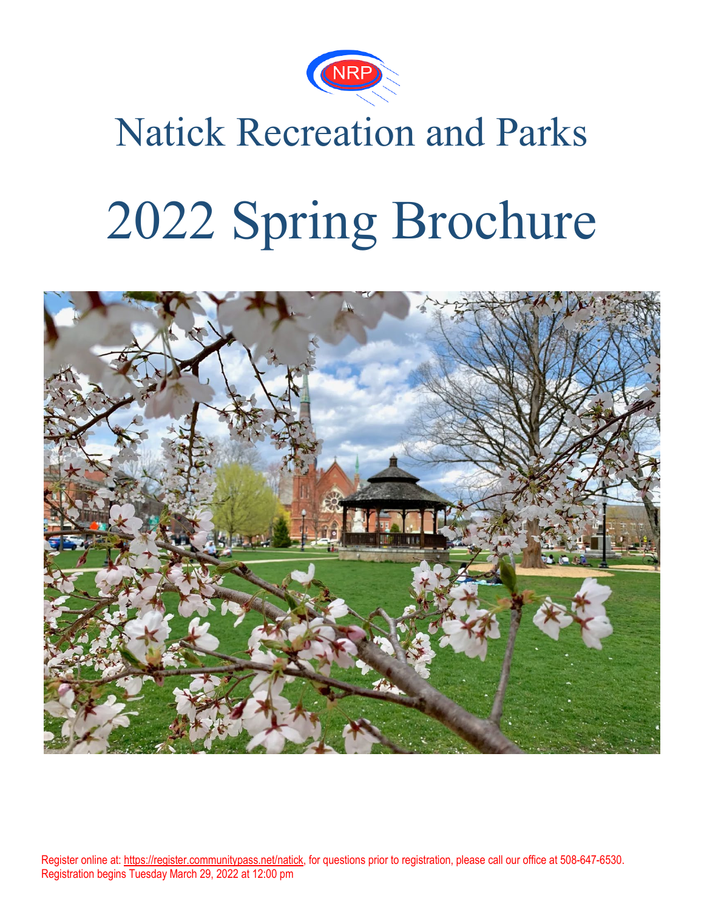NRP

# Natick Recreation and Parks

# 2022 Spring Brochure

Register online at: https://register.communitypass.net/natick, for questions prior to registration, please call our office at 508-647-6530.
Registration begins Tuesday March 29, 2022 at 12:00 pm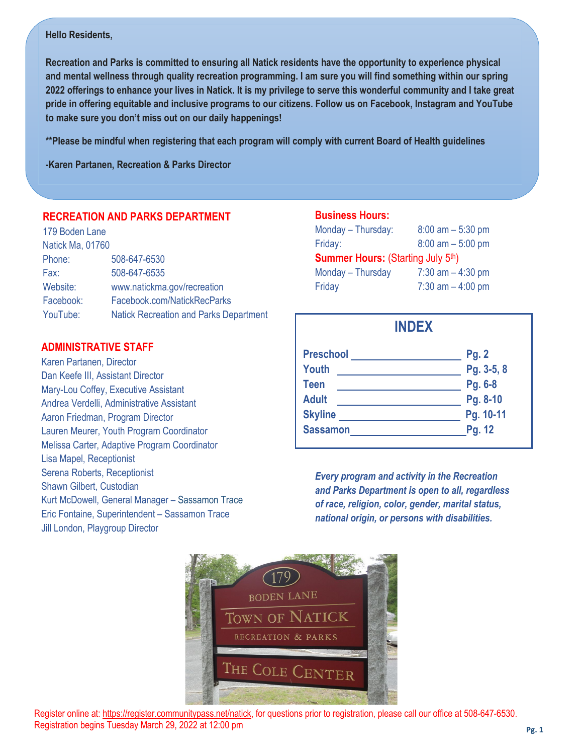**Hello Residents,**

**Recreation and Parks is committed to ensuring all Natick residents have the opportunity to experience physical and mental wellness through quality recreation programming. I am sure you will find something within our spring 2022 offerings to enhance your lives in Natick. It is my privilege to serve this wonderful community and I take great pride in offering equitable and inclusive programs to our citizens. Follow us on Facebook, Instagram and YouTube to make sure you don't miss out on our daily happenings!**

**\*\*Please be mindful when registering that each program will comply with current Board of Health guidelines**

**-Karen Partanen, Recreation & Parks Director**

## RECREATION AND PARKS DEPARTMENT

179 Boden Lane
Natick Ma, 01760

| | |
|---|---|
| Phone: | 508-647-6530 |
| Fax: | 508-647-6535 |
| Website: | www.natickma.gov/recreation |
| Facebook: | Facebook.com/NatickRecParks |
| YouTube: | Natick Recreation and Parks Department |

## ADMINISTRATIVE STAFF

Karen Partanen, Director
Dan Keefe III, Assistant Director
Mary-Lou Coffey, Executive Assistant
Andrea Verdelli, Administrative Assistant
Aaron Friedman, Program Director
Lauren Meurer, Youth Program Coordinator
Melissa Carter, Adaptive Program Coordinator
Lisa Mapel, Receptionist
Serena Roberts, Receptionist
Shawn Gilbert, Custodian
Kurt McDowell, General Manager – Sassamon Trace
Eric Fontaine, Superintendent – Sassamon Trace
Jill London, Playgroup Director

## Business Hours:

| | |
|---|---|
| Monday – Thursday: | 8:00 am – 5:30 pm |
| Friday: | 8:00 am – 5:00 pm |

**Summer Hours:** (Starting July 5th)

| | |
|---|---|
| Monday – Thursday | 7:30 am – 4:30 pm |
| Friday | 7:30 am – 4:00 pm |

## INDEX

| | |
|---|---|
| **Preschool** | **Pg. 2** |
| **Youth** | **Pg. 3-5, 8** |
| **Teen** | **Pg. 6-8** |
| **Adult** | **Pg. 8-10** |
| **Skyline** | **Pg. 10-11** |
| **Sassamon** | **Pg. 12** |

***Every program and activity in the Recreation and Parks Department is open to all, regardless of race, religion, color, gender, marital status, national origin, or persons with disabilities.***

Register online at: https://register.communitypass.net/natick, for questions prior to registration, please call our office at 508-647-6530.
Registration begins Tuesday March 29, 2022 at 12:00 pm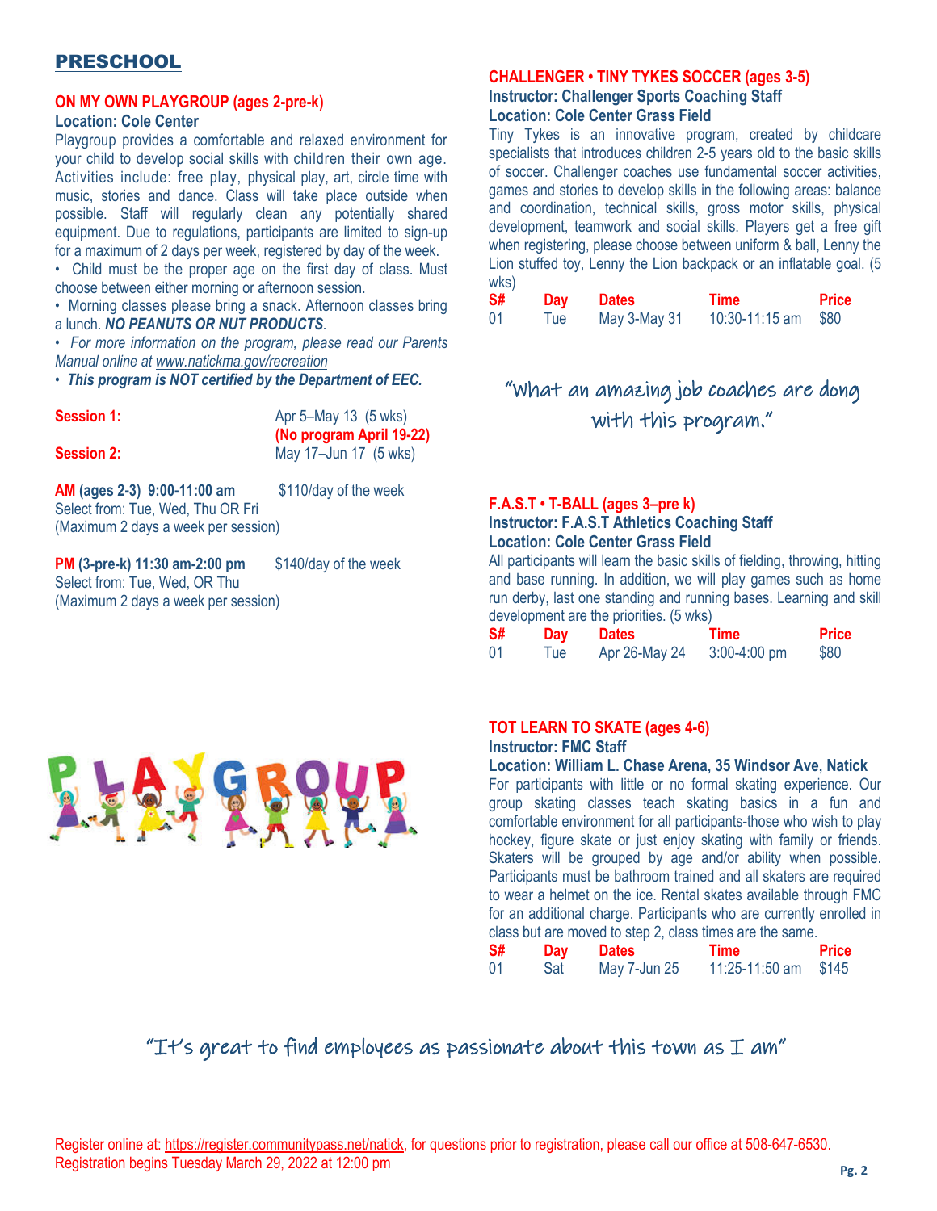## PRESCHOOL

### ON MY OWN PLAYGROUP (ages 2-pre-k)

**Location: Cole Center**

Playgroup provides a comfortable and relaxed environment for your child to develop social skills with children their own age. Activities include: free play, physical play, art, circle time with music, stories and dance. Class will take place outside when possible. Staff will regularly clean any potentially shared equipment. Due to regulations, participants are limited to sign-up for a maximum of 2 days per week, registered by day of the week.

- Child must be the proper age on the first day of class. Must choose between either morning or afternoon session.
- Morning classes please bring a snack. Afternoon classes bring a lunch. ***NO PEANUTS OR NUT PRODUCTS***.
- *For more information on the program, please read our Parents Manual online at www.natickma.gov/recreation*
- ***This program is NOT certified by the Department of EEC.***

**Session 1:** Apr 5–May 13 (5 wks) **(No program April 19-22)**

**Session 2:** May 17–Jun 17 (5 wks)

**AM (ages 2-3) 9:00-11:00 am** $110/day of the week
Select from: Tue, Wed, Thu OR Fri
(Maximum 2 days a week per session)

**PM (3-pre-k) 11:30 am-2:00 pm** $140/day of the week
Select from: Tue, Wed, OR Thu
(Maximum 2 days a week per session)

### CHALLENGER • TINY TYKES SOCCER (ages 3-5)

**Instructor: Challenger Sports Coaching Staff**
**Location: Cole Center Grass Field**

Tiny Tykes is an innovative program, created by childcare specialists that introduces children 2-5 years old to the basic skills of soccer. Challenger coaches use fundamental soccer activities, games and stories to develop skills in the following areas: balance and coordination, technical skills, gross motor skills, physical development, teamwork and social skills. Players get a free gift when registering, please choose between uniform & ball, Lenny the Lion stuffed toy, Lenny the Lion backpack or an inflatable goal. (5 wks)

| S# | Day | Dates | Time | Price |
|---|---|---|---|---|
| 01 | Tue | May 3-May 31 | 10:30-11:15 am | $80 |

"What an amazing job coaches are dong with this program."

### F.A.S.T • T-BALL (ages 3–pre k)

**Instructor: F.A.S.T Athletics Coaching Staff**
**Location: Cole Center Grass Field**

All participants will learn the basic skills of fielding, throwing, hitting and base running. In addition, we will play games such as home run derby, last one standing and running bases. Learning and skill development are the priorities. (5 wks)

| S# | Day | Dates | Time | Price |
|---|---|---|---|---|
| 01 | Tue | Apr 26-May 24 | 3:00-4:00 pm | $80 |

### TOT LEARN TO SKATE (ages 4-6)

**Instructor: FMC Staff**
**Location: William L. Chase Arena, 35 Windsor Ave, Natick**

For participants with little or no formal skating experience. Our group skating classes teach skating basics in a fun and comfortable environment for all participants-those who wish to play hockey, figure skate or just enjoy skating with family or friends. Skaters will be grouped by age and/or ability when possible. Participants must be bathroom trained and all skaters are required to wear a helmet on the ice. Rental skates available through FMC for an additional charge. Participants who are currently enrolled in class but are moved to step 2, class times are the same.

| S# | Day | Dates | Time | Price |
|---|---|---|---|---|
| 01 | Sat | May 7-Jun 25 | 11:25-11:50 am | $145 |

"It's great to find employees as passionate about this town as I am"

Register online at: https://register.communitypass.net/natick, for questions prior to registration, please call our office at 508-647-6530.
Registration begins Tuesday March 29, 2022 at 12:00 pm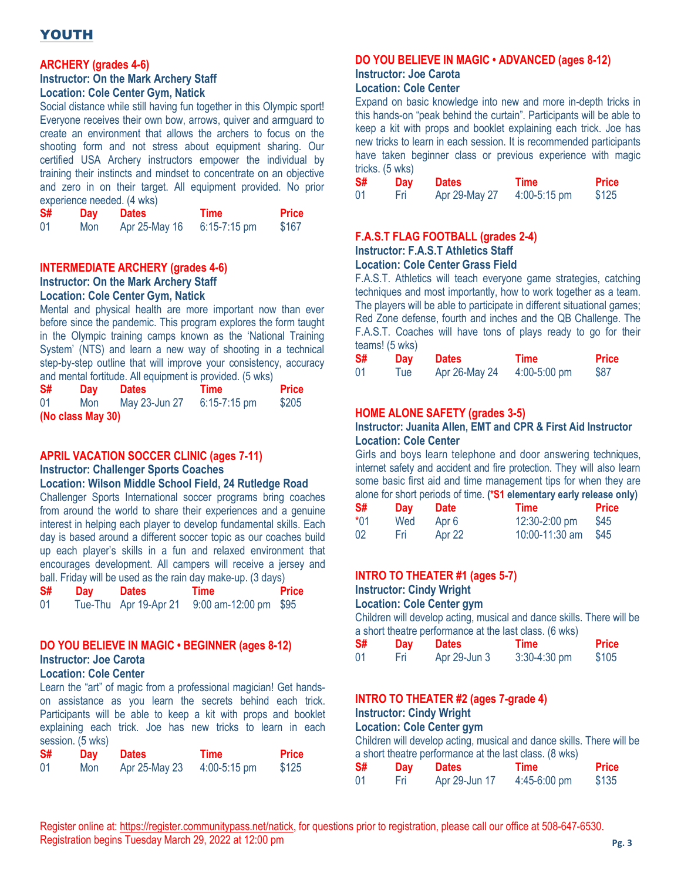# YOUTH

## ARCHERY (grades 4-6)

**Instructor: On the Mark Archery Staff**
**Location: Cole Center Gym, Natick**

Social distance while still having fun together in this Olympic sport! Everyone receives their own bow, arrows, quiver and armguard to create an environment that allows the archers to focus on the shooting form and not stress about equipment sharing. Our certified USA Archery instructors empower the individual by training their instincts and mindset to concentrate on an objective and zero in on their target. All equipment provided. No prior experience needed. (4 wks)

| S# | Day | Dates | Time | Price |
|---|---|---|---|---|
| 01 | Mon | Apr 25-May 16 | 6:15-7:15 pm | $167 |

## INTERMEDIATE ARCHERY (grades 4-6)

**Instructor: On the Mark Archery Staff**
**Location: Cole Center Gym, Natick**

Mental and physical health are more important now than ever before since the pandemic. This program explores the form taught in the Olympic training camps known as the 'National Training System' (NTS) and learn a new way of shooting in a technical step-by-step outline that will improve your consistency, accuracy and mental fortitude. All equipment is provided. (5 wks)

| S# | Day | Dates | Time | Price |
|---|---|---|---|---|
| 01 | Mon | May 23-Jun 27 | 6:15-7:15 pm | $205 |

**(No class May 30)**

## APRIL VACATION SOCCER CLINIC (ages 7-11)

**Instructor: Challenger Sports Coaches**
**Location: Wilson Middle School Field, 24 Rutledge Road**

Challenger Sports International soccer programs bring coaches from around the world to share their experiences and a genuine interest in helping each player to develop fundamental skills. Each day is based around a different soccer topic as our coaches build up each player's skills in a fun and relaxed environment that encourages development. All campers will receive a jersey and ball. Friday will be used as the rain day make-up. (3 days)

| S# | Day | Dates | Time | Price |
|---|---|---|---|---|
| 01 | Tue-Thu | Apr 19-Apr 21 | 9:00 am-12:00 pm | $95 |

## DO YOU BELIEVE IN MAGIC • BEGINNER (ages 8-12)

**Instructor: Joe Carota**
**Location: Cole Center**

Learn the "art" of magic from a professional magician! Get hands-on assistance as you learn the secrets behind each trick. Participants will be able to keep a kit with props and booklet explaining each trick. Joe has new tricks to learn in each session. (5 wks)

| S# | Day | Dates | Time | Price |
|---|---|---|---|---|
| 01 | Mon | Apr 25-May 23 | 4:00-5:15 pm | $125 |

## DO YOU BELIEVE IN MAGIC • ADVANCED (ages 8-12)

**Instructor: Joe Carota**
**Location: Cole Center**

Expand on basic knowledge into new and more in-depth tricks in this hands-on "peak behind the curtain". Participants will be able to keep a kit with props and booklet explaining each trick. Joe has new tricks to learn in each session. It is recommended participants have taken beginner class or previous experience with magic tricks. (5 wks)

| S# | Day | Dates | Time | Price |
|---|---|---|---|---|
| 01 | Fri | Apr 29-May 27 | 4:00-5:15 pm | $125 |

## F.A.S.T FLAG FOOTBALL (grades 2-4)

**Instructor: F.A.S.T Athletics Staff**
**Location: Cole Center Grass Field**

F.A.S.T. Athletics will teach everyone game strategies, catching techniques and most importantly, how to work together as a team. The players will be able to participate in different situational games; Red Zone defense, fourth and inches and the QB Challenge. The F.A.S.T. Coaches will have tons of plays ready to go for their teams! (5 wks)

| S# | Day | Dates | Time | Price |
|---|---|---|---|---|
| 01 | Tue | Apr 26-May 24 | 4:00-5:00 pm | $87 |

## HOME ALONE SAFETY (grades 3-5)

**Instructor: Juanita Allen, EMT and CPR & First Aid Instructor**
**Location: Cole Center**

Girls and boys learn telephone and door answering techniques, internet safety and accident and fire protection. They will also learn some basic first aid and time management tips for when they are alone for short periods of time. **(*S1 elementary early release only)**

| S# | Day | Date | Time | Price |
|---|---|---|---|---|
| *01 | Wed | Apr 6 | 12:30-2:00 pm | $45 |
| 02 | Fri | Apr 22 | 10:00-11:30 am | $45 |

## INTRO TO THEATER #1 (ages 5-7)

**Instructor: Cindy Wright**
**Location: Cole Center gym**

Children will develop acting, musical and dance skills. There will be a short theatre performance at the last class. (6 wks)

| S# | Day | Dates | Time | Price |
|---|---|---|---|---|
| 01 | Fri | Apr 29-Jun 3 | 3:30-4:30 pm | $105 |

## INTRO TO THEATER #2 (ages 7-grade 4)

**Instructor: Cindy Wright**
**Location: Cole Center gym**

Children will develop acting, musical and dance skills. There will be a short theatre performance at the last class. (8 wks)

| S# | Day | Dates | Time | Price |
|---|---|---|---|---|
| 01 | Fri | Apr 29-Jun 17 | 4:45-6:00 pm | $135 |

Register online at: https://register.communitypass.net/natick, for questions prior to registration, please call our office at 508-647-6530.
Registration begins Tuesday March 29, 2022 at 12:00 pm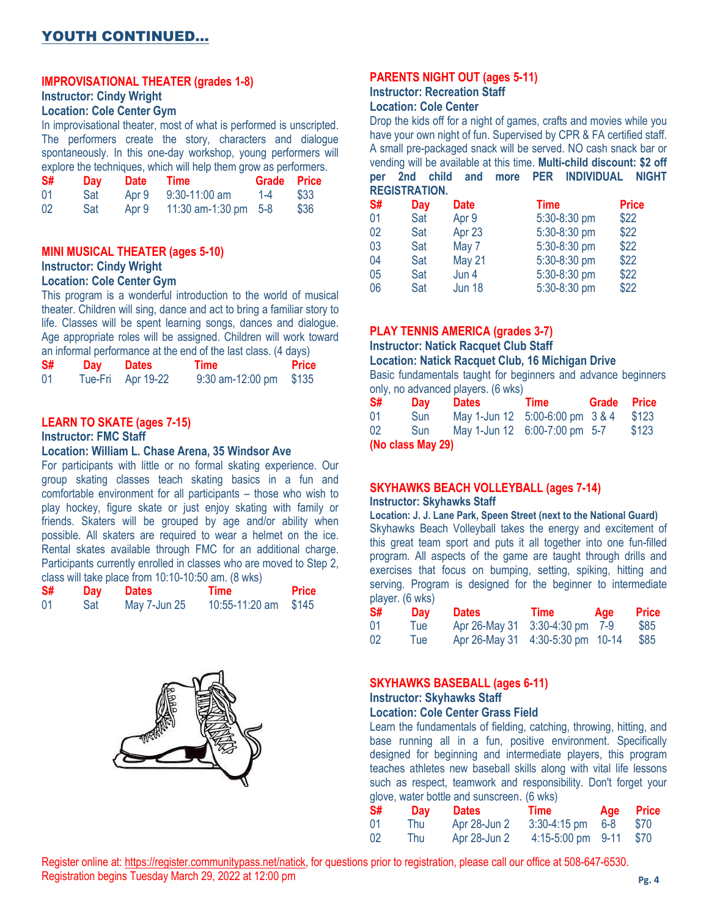## YOUTH CONTINUED…

### IMPROVISATIONAL THEATER (grades 1-8)

**Instructor: Cindy Wright**
**Location: Cole Center Gym**

In improvisational theater, most of what is performed is unscripted. The performers create the story, characters and dialogue spontaneously. In this one-day workshop, young performers will explore the techniques, which will help them grow as performers.

| S# | Day | Date | Time | Grade | Price |
|---|---|---|---|---|---|
| 01 | Sat | Apr 9 | 9:30-11:00 am | 1-4 | $33 |
| 02 | Sat | Apr 9 | 11:30 am-1:30 pm | 5-8 | $36 |

### MINI MUSICAL THEATER (ages 5-10)

**Instructor: Cindy Wright**
**Location: Cole Center Gym**

This program is a wonderful introduction to the world of musical theater. Children will sing, dance and act to bring a familiar story to life. Classes will be spent learning songs, dances and dialogue. Age appropriate roles will be assigned. Children will work toward an informal performance at the end of the last class. (4 days)

| S# | Day | Dates | Time | Price |
|---|---|---|---|---|
| 01 | Tue-Fri | Apr 19-22 | 9:30 am-12:00 pm | $135 |

### LEARN TO SKATE (ages 7-15)

**Instructor: FMC Staff**
**Location: William L. Chase Arena, 35 Windsor Ave**

For participants with little or no formal skating experience. Our group skating classes teach skating basics in a fun and comfortable environment for all participants – those who wish to play hockey, figure skate or just enjoy skating with family or friends. Skaters will be grouped by age and/or ability when possible. All skaters are required to wear a helmet on the ice. Rental skates available through FMC for an additional charge. Participants currently enrolled in classes who are moved to Step 2, class will take place from 10:10-10:50 am. (8 wks)

| S# | Day | Dates | Time | Price |
|---|---|---|---|---|
| 01 | Sat | May 7-Jun 25 | 10:55-11:20 am | $145 |

### PARENTS NIGHT OUT (ages 5-11)

**Instructor: Recreation Staff**
**Location: Cole Center**

Drop the kids off for a night of games, crafts and movies while you have your own night of fun. Supervised by CPR & FA certified staff. A small pre-packaged snack will be served. NO cash snack bar or vending will be available at this time. **Multi-child discount: $2 off per 2nd child and more PER INDIVIDUAL NIGHT REGISTRATION.**

| S# | Day | Date | Time | Price |
|---|---|---|---|---|
| 01 | Sat | Apr 9 | 5:30-8:30 pm | $22 |
| 02 | Sat | Apr 23 | 5:30-8:30 pm | $22 |
| 03 | Sat | May 7 | 5:30-8:30 pm | $22 |
| 04 | Sat | May 21 | 5:30-8:30 pm | $22 |
| 05 | Sat | Jun 4 | 5:30-8:30 pm | $22 |
| 06 | Sat | Jun 18 | 5:30-8:30 pm | $22 |

### PLAY TENNIS AMERICA (grades 3-7)

**Instructor: Natick Racquet Club Staff**
**Location: Natick Racquet Club, 16 Michigan Drive**

Basic fundamentals taught for beginners and advance beginners only, no advanced players. (6 wks)

| S# | Day | Dates | Time | Grade | Price |
|---|---|---|---|---|---|
| 01 | Sun | May 1-Jun 12 | 5:00-6:00 pm | 3 & 4 | $123 |
| 02 | Sun | May 1-Jun 12 | 6:00-7:00 pm | 5-7 | $123 |

**(No class May 29)**

### SKYHAWKS BEACH VOLLEYBALL (ages 7-14)

**Instructor: Skyhawks Staff**
**Location: J. J. Lane Park, Speen Street (next to the National Guard)**

Skyhawks Beach Volleyball takes the energy and excitement of this great team sport and puts it all together into one fun-filled program. All aspects of the game are taught through drills and exercises that focus on bumping, setting, spiking, hitting and serving. Program is designed for the beginner to intermediate player. (6 wks)

| S# | Day | Dates | Time | Age | Price |
|---|---|---|---|---|---|
| 01 | Tue | Apr 26-May 31 | 3:30-4:30 pm | 7-9 | $85 |
| 02 | Tue | Apr 26-May 31 | 4:30-5:30 pm | 10-14 | $85 |

### SKYHAWKS BASEBALL (ages 6-11)

**Instructor: Skyhawks Staff**
**Location: Cole Center Grass Field**

Learn the fundamentals of fielding, catching, throwing, hitting, and base running all in a fun, positive environment. Specifically designed for beginning and intermediate players, this program teaches athletes new baseball skills along with vital life lessons such as respect, teamwork and responsibility. Don't forget your glove, water bottle and sunscreen. (6 wks)

| S# | Day | Dates | Time | Age | Price |
|---|---|---|---|---|---|
| 01 | Thu | Apr 28-Jun 2 | 3:30-4:15 pm | 6-8 | $70 |
| 02 | Thu | Apr 28-Jun 2 | 4:15-5:00 pm | 9-11 | $70 |

Register online at: https://register.communitypass.net/natick, for questions prior to registration, please call our office at 508-647-6530.
Registration begins Tuesday March 29, 2022 at 12:00 pm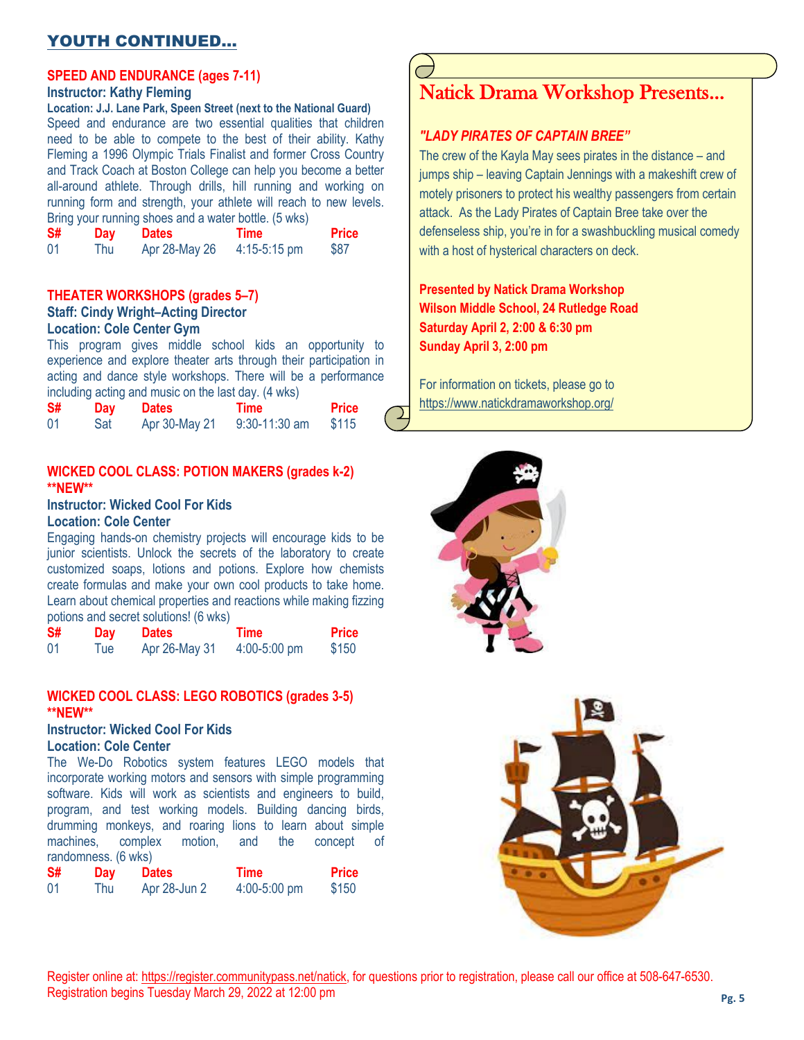## YOUTH CONTINUED…

### SPEED AND ENDURANCE (ages 7-11)

**Instructor: Kathy Fleming**

**Location: J.J. Lane Park, Speen Street (next to the National Guard)**

Speed and endurance are two essential qualities that children need to be able to compete to the best of their ability. Kathy Fleming a 1996 Olympic Trials Finalist and former Cross Country and Track Coach at Boston College can help you become a better all-around athlete. Through drills, hill running and working on running form and strength, your athlete will reach to new levels. Bring your running shoes and a water bottle. (5 wks)

| S# | Day | Dates | Time | Price |
|---|---|---|---|---|
| 01 | Thu | Apr 28-May 26 | 4:15-5:15 pm | $87 |

### THEATER WORKSHOPS (grades 5–7)

**Staff: Cindy Wright–Acting Director**

**Location: Cole Center Gym**

This program gives middle school kids an opportunity to experience and explore theater arts through their participation in acting and dance style workshops. There will be a performance including acting and music on the last day. (4 wks)

| S# | Day | Dates | Time | Price |
|---|---|---|---|---|
| 01 | Sat | Apr 30-May 21 | 9:30-11:30 am | $115 |

### WICKED COOL CLASS: POTION MAKERS (grades k-2) **NEW**

**Instructor: Wicked Cool For Kids**

**Location: Cole Center**

Engaging hands-on chemistry projects will encourage kids to be junior scientists. Unlock the secrets of the laboratory to create customized soaps, lotions and potions. Explore how chemists create formulas and make your own cool products to take home. Learn about chemical properties and reactions while making fizzing potions and secret solutions! (6 wks)

| S# | Day | Dates | Time | Price |
|---|---|---|---|---|
| 01 | Tue | Apr 26-May 31 | 4:00-5:00 pm | $150 |

### WICKED COOL CLASS: LEGO ROBOTICS (grades 3-5) **NEW**

**Instructor: Wicked Cool For Kids**

**Location: Cole Center**

The We-Do Robotics system features LEGO models that incorporate working motors and sensors with simple programming software. Kids will work as scientists and engineers to build, program, and test working models. Building dancing birds, drumming monkeys, and roaring lions to learn about simple machines, complex motion, and the concept of randomness. (6 wks)

| S# | Day | Dates | Time | Price |
|---|---|---|---|---|
| 01 | Thu | Apr 28-Jun 2 | 4:00-5:00 pm | $150 |

## Natick Drama Workshop Presents…

### *"LADY PIRATES OF CAPTAIN BREE"*

The crew of the Kayla May sees pirates in the distance – and jumps ship – leaving Captain Jennings with a makeshift crew of motely prisoners to protect his wealthy passengers from certain attack. As the Lady Pirates of Captain Bree take over the defenseless ship, you're in for a swashbuckling musical comedy with a host of hysterical characters on deck.

**Presented by Natick Drama Workshop**
**Wilson Middle School, 24 Rutledge Road**
**Saturday April 2, 2:00 & 6:30 pm**
**Sunday April 3, 2:00 pm**

For information on tickets, please go to https://www.natickdramaworkshop.org/

Register online at: https://register.communitypass.net/natick, for questions prior to registration, please call our office at 508-647-6530.
Registration begins Tuesday March 29, 2022 at 12:00 pm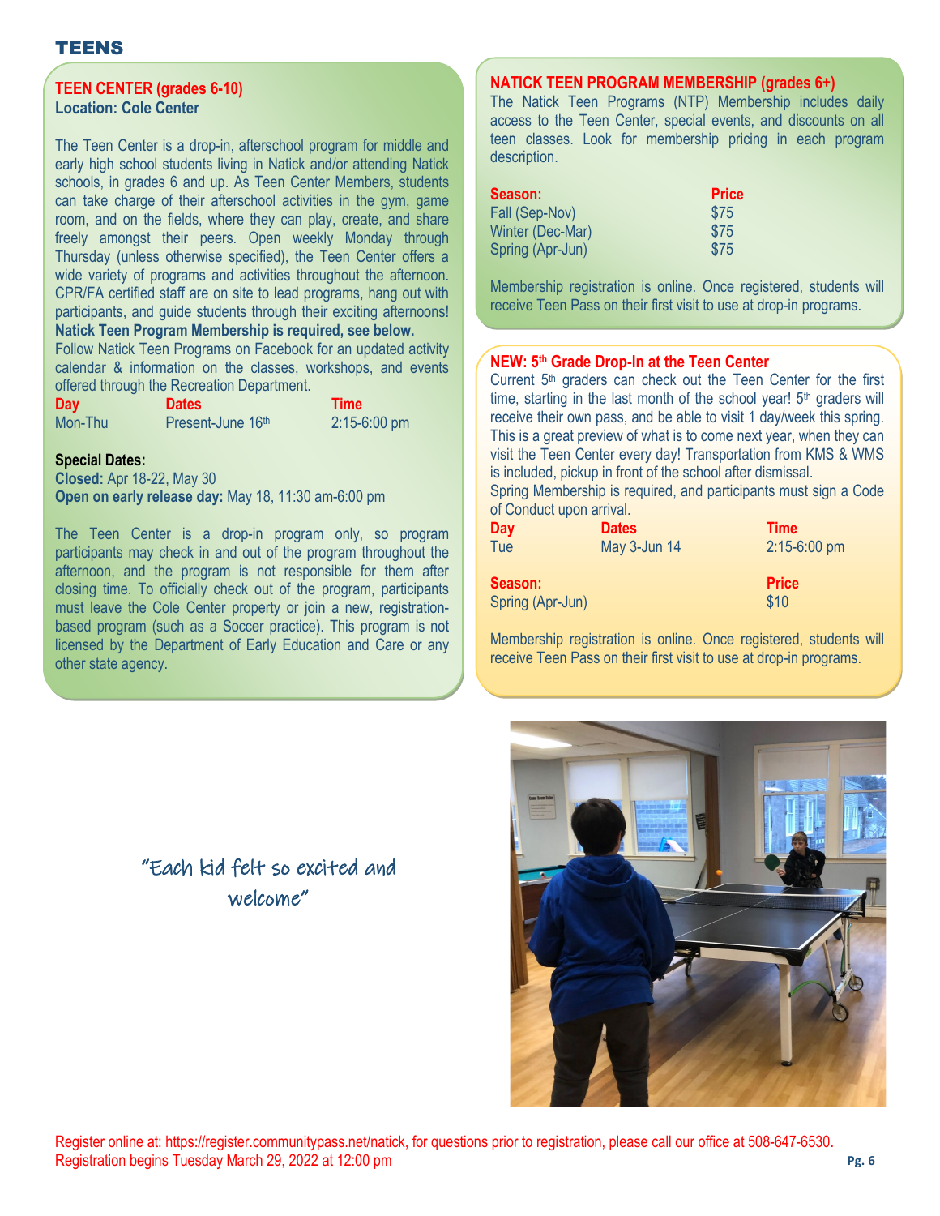# TEENS

## TEEN CENTER (grades 6-10)

**Location: Cole Center**

The Teen Center is a drop-in, afterschool program for middle and early high school students living in Natick and/or attending Natick schools, in grades 6 and up. As Teen Center Members, students can take charge of their afterschool activities in the gym, game room, and on the fields, where they can play, create, and share freely amongst their peers. Open weekly Monday through Thursday (unless otherwise specified), the Teen Center offers a wide variety of programs and activities throughout the afternoon. CPR/FA certified staff are on site to lead programs, hang out with participants, and guide students through their exciting afternoons! **Natick Teen Program Membership is required, see below.** Follow Natick Teen Programs on Facebook for an updated activity calendar & information on the classes, workshops, and events offered through the Recreation Department.

| Day | Dates | Time |
|---|---|---|
| Mon-Thu | Present-June 16th | 2:15-6:00 pm |

**Special Dates:**
**Closed:** Apr 18-22, May 30
**Open on early release day:** May 18, 11:30 am-6:00 pm

The Teen Center is a drop-in program only, so program participants may check in and out of the program throughout the afternoon, and the program is not responsible for them after closing time. To officially check out of the program, participants must leave the Cole Center property or join a new, registration-based program (such as a Soccer practice). This program is not licensed by the Department of Early Education and Care or any other state agency.

## NATICK TEEN PROGRAM MEMBERSHIP (grades 6+)

The Natick Teen Programs (NTP) Membership includes daily access to the Teen Center, special events, and discounts on all teen classes. Look for membership pricing in each program description.

| Season: | Price |
|---|---|
| Fall (Sep-Nov) | $75 |
| Winter (Dec-Mar) | $75 |
| Spring (Apr-Jun) | $75 |

Membership registration is online. Once registered, students will receive Teen Pass on their first visit to use at drop-in programs.

## NEW: 5th Grade Drop-In at the Teen Center

Current 5th graders can check out the Teen Center for the first time, starting in the last month of the school year! 5th graders will receive their own pass, and be able to visit 1 day/week this spring. This is a great preview of what is to come next year, when they can visit the Teen Center every day! Transportation from KMS & WMS is included, pickup in front of the school after dismissal.
Spring Membership is required, and participants must sign a Code of Conduct upon arrival.

| Day | Dates | Time |
|---|---|---|
| Tue | May 3-Jun 14 | 2:15-6:00 pm |

| Season: | Price |
|---|---|
| Spring (Apr-Jun) | $10 |

Membership registration is online. Once registered, students will receive Teen Pass on their first visit to use at drop-in programs.

"Each kid felt so excited and welcome"

Register online at: https://register.communitypass.net/natick, for questions prior to registration, please call our office at 508-647-6530.
Registration begins Tuesday March 29, 2022 at 12:00 pm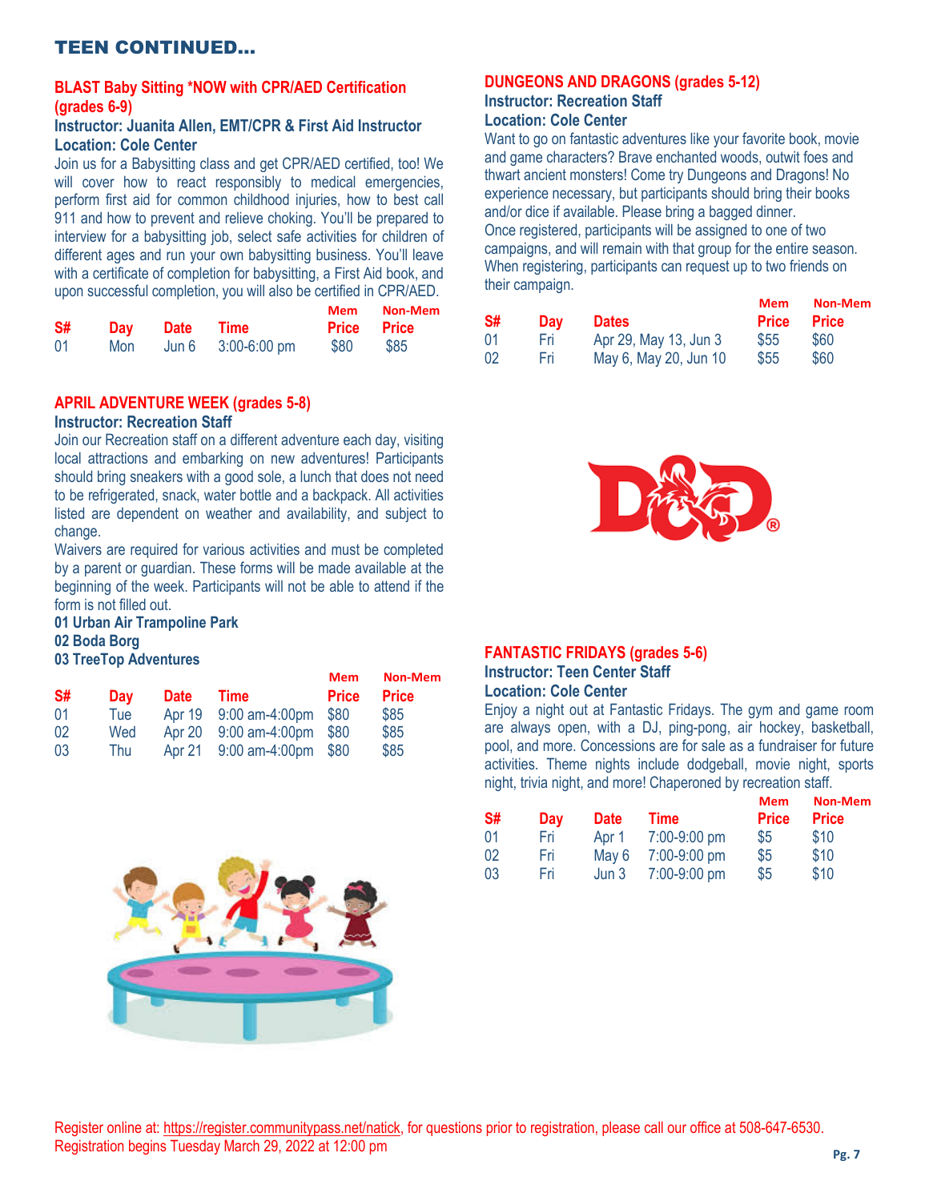# TEEN CONTINUED…

## BLAST Baby Sitting *NOW with CPR/AED Certification (grades 6-9)

**Instructor: Juanita Allen, EMT/CPR & First Aid Instructor**
**Location: Cole Center**

Join us for a Babysitting class and get CPR/AED certified, too! We will cover how to react responsibly to medical emergencies, perform first aid for common childhood injuries, how to best call 911 and how to prevent and relieve choking. You'll be prepared to interview for a babysitting job, select safe activities for children of different ages and run your own babysitting business. You'll leave with a certificate of completion for babysitting, a First Aid book, and upon successful completion, you will also be certified in CPR/AED.

| S# | Day | Date | Time | Mem Price | Non-Mem Price |
|---|---|---|---|---|---|
| 01 | Mon | Jun 6 | 3:00-6:00 pm | $80 | $85 |

## APRIL ADVENTURE WEEK (grades 5-8)

**Instructor: Recreation Staff**

Join our Recreation staff on a different adventure each day, visiting local attractions and embarking on new adventures! Participants should bring sneakers with a good sole, a lunch that does not need to be refrigerated, snack, water bottle and a backpack. All activities listed are dependent on weather and availability, and subject to change.

Waivers are required for various activities and must be completed by a parent or guardian. These forms will be made available at the beginning of the week. Participants will not be able to attend if the form is not filled out.

**01 Urban Air Trampoline Park**
**02 Boda Borg**
**03 TreeTop Adventures**

| S# | Day | Date | Time | Mem Price | Non-Mem Price |
|---|---|---|---|---|---|
| 01 | Tue | Apr 19 | 9:00 am-4:00pm | $80 | $85 |
| 02 | Wed | Apr 20 | 9:00 am-4:00pm | $80 | $85 |
| 03 | Thu | Apr 21 | 9:00 am-4:00pm | $80 | $85 |

## DUNGEONS AND DRAGONS (grades 5-12)

**Instructor: Recreation Staff**
**Location: Cole Center**

Want to go on fantastic adventures like your favorite book, movie and game characters? Brave enchanted woods, outwit foes and thwart ancient monsters! Come try Dungeons and Dragons! No experience necessary, but participants should bring their books and/or dice if available. Please bring a bagged dinner.

Once registered, participants will be assigned to one of two campaigns, and will remain with that group for the entire season. When registering, participants can request up to two friends on their campaign.

| S# | Day | Dates | Mem Price | Non-Mem Price |
|---|---|---|---|---|
| 01 | Fri | Apr 29, May 13, Jun 3 | $55 | $60 |
| 02 | Fri | May 6, May 20, Jun 10 | $55 | $60 |

## FANTASTIC FRIDAYS (grades 5-6)

**Instructor: Teen Center Staff**
**Location: Cole Center**

Enjoy a night out at Fantastic Fridays. The gym and game room are always open, with a DJ, ping-pong, air hockey, basketball, pool, and more. Concessions are for sale as a fundraiser for future activities. Theme nights include dodgeball, movie night, sports night, trivia night, and more! Chaperoned by recreation staff.

| S# | Day | Date | Time | Mem Price | Non-Mem Price |
|---|---|---|---|---|---|
| 01 | Fri | Apr 1 | 7:00-9:00 pm | $5 | $10 |
| 02 | Fri | May 6 | 7:00-9:00 pm | $5 | $10 |
| 03 | Fri | Jun 3 | 7:00-9:00 pm | $5 | $10 |

Register online at: https://register.communitypass.net/natick, for questions prior to registration, please call our office at 508-647-6530.
Registration begins Tuesday March 29, 2022 at 12:00 pm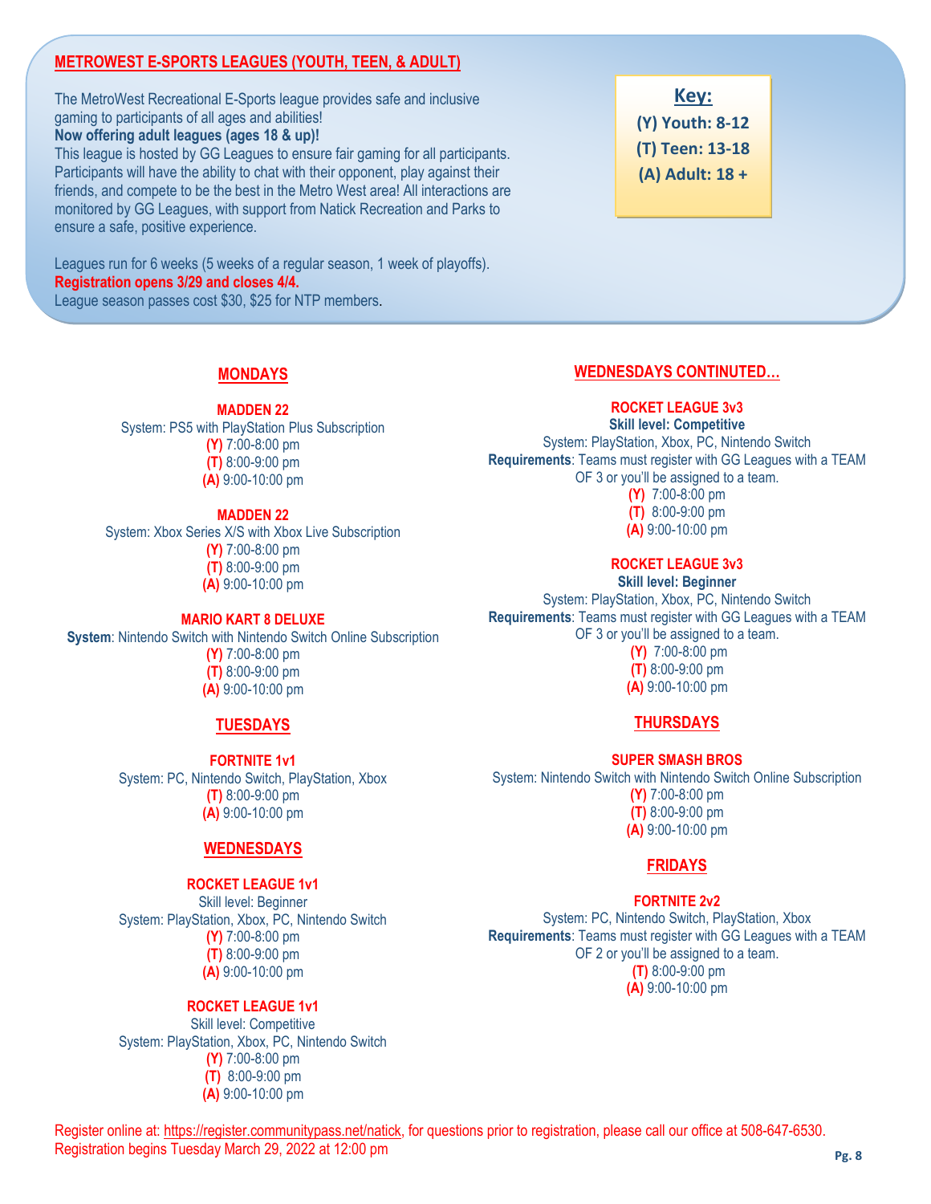## METROWEST E-SPORTS LEAGUES (YOUTH, TEEN, & ADULT)

The MetroWest Recreational E-Sports league provides safe and inclusive gaming to participants of all ages and abilities!
**Now offering adult leagues (ages 18 & up)!**
This league is hosted by GG Leagues to ensure fair gaming for all participants. Participants will have the ability to chat with their opponent, play against their friends, and compete to be the best in the Metro West area! All interactions are monitored by GG Leagues, with support from Natick Recreation and Parks to ensure a safe, positive experience.

Leagues run for 6 weeks (5 weeks of a regular season, 1 week of playoffs).
**Registration opens 3/29 and closes 4/4.**
League season passes cost $30, $25 for NTP members.

**Key:**
**(Y) Youth: 8-12**
**(T) Teen: 13-18**
**(A) Adult: 18 +**

### MONDAYS

**MADDEN 22**
System: PS5 with PlayStation Plus Subscription
**(Y)** 7:00-8:00 pm
**(T)** 8:00-9:00 pm
**(A)** 9:00-10:00 pm

**MADDEN 22**
System: Xbox Series X/S with Xbox Live Subscription
**(Y)** 7:00-8:00 pm
**(T)** 8:00-9:00 pm
**(A)** 9:00-10:00 pm

**MARIO KART 8 DELUXE**
**System**: Nintendo Switch with Nintendo Switch Online Subscription
**(Y)** 7:00-8:00 pm
**(T)** 8:00-9:00 pm
**(A)** 9:00-10:00 pm

### TUESDAYS

**FORTNITE 1v1**
System: PC, Nintendo Switch, PlayStation, Xbox
**(T)** 8:00-9:00 pm
**(A)** 9:00-10:00 pm

### WEDNESDAYS

**ROCKET LEAGUE 1v1**
Skill level: Beginner
System: PlayStation, Xbox, PC, Nintendo Switch
**(Y)** 7:00-8:00 pm
**(T)** 8:00-9:00 pm
**(A)** 9:00-10:00 pm

**ROCKET LEAGUE 1v1**
Skill level: Competitive
System: PlayStation, Xbox, PC, Nintendo Switch
**(Y)** 7:00-8:00 pm
**(T)** 8:00-9:00 pm
**(A)** 9:00-10:00 pm

### WEDNESDAYS CONTINUTED…

**ROCKET LEAGUE 3v3**
**Skill level: Competitive**
System: PlayStation, Xbox, PC, Nintendo Switch
**Requirements**: Teams must register with GG Leagues with a TEAM OF 3 or you'll be assigned to a team.
**(Y)** 7:00-8:00 pm
**(T)** 8:00-9:00 pm
**(A)** 9:00-10:00 pm

**ROCKET LEAGUE 3v3**
**Skill level: Beginner**
System: PlayStation, Xbox, PC, Nintendo Switch
**Requirements**: Teams must register with GG Leagues with a TEAM OF 3 or you'll be assigned to a team.
**(Y)** 7:00-8:00 pm
**(T)** 8:00-9:00 pm
**(A)** 9:00-10:00 pm

### THURSDAYS

**SUPER SMASH BROS**
System: Nintendo Switch with Nintendo Switch Online Subscription
**(Y)** 7:00-8:00 pm
**(T)** 8:00-9:00 pm
**(A)** 9:00-10:00 pm

### FRIDAYS

**FORTNITE 2v2**
System: PC, Nintendo Switch, PlayStation, Xbox
**Requirements**: Teams must register with GG Leagues with a TEAM OF 2 or you'll be assigned to a team.
**(T)** 8:00-9:00 pm
**(A)** 9:00-10:00 pm

Register online at: https://register.communitypass.net/natick, for questions prior to registration, please call our office at 508-647-6530.
Registration begins Tuesday March 29, 2022 at 12:00 pm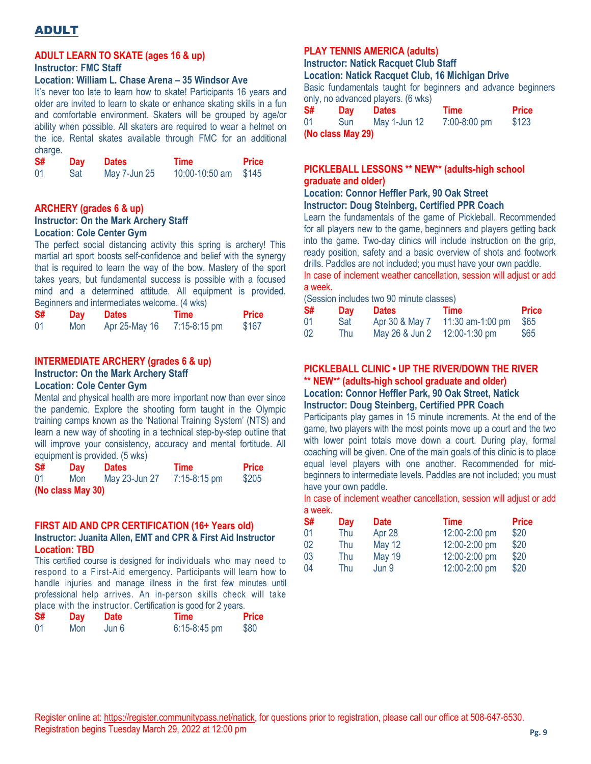# ADULT

### ADULT LEARN TO SKATE (ages 16 & up)

**Instructor: FMC Staff**

**Location: William L. Chase Arena – 35 Windsor Ave**

It's never too late to learn how to skate! Participants 16 years and older are invited to learn to skate or enhance skating skills in a fun and comfortable environment. Skaters will be grouped by age/or ability when possible. All skaters are required to wear a helmet on the ice. Rental skates available through FMC for an additional charge.

| S# | Day | Dates | Time | Price |
|---|---|---|---|---|
| 01 | Sat | May 7-Jun 25 | 10:00-10:50 am | $145 |

### ARCHERY (grades 6 & up)

**Instructor: On the Mark Archery Staff**

**Location: Cole Center Gym**

The perfect social distancing activity this spring is archery! This martial art sport boosts self-confidence and belief with the synergy that is required to learn the way of the bow. Mastery of the sport takes years, but fundamental success is possible with a focused mind and a determined attitude. All equipment is provided. Beginners and intermediates welcome. (4 wks)

| S# | Day | Dates | Time | Price |
|---|---|---|---|---|
| 01 | Mon | Apr 25-May 16 | 7:15-8:15 pm | $167 |

### INTERMEDIATE ARCHERY (grades 6 & up)

**Instructor: On the Mark Archery Staff**

**Location: Cole Center Gym**

Mental and physical health are more important now than ever since the pandemic. Explore the shooting form taught in the Olympic training camps known as the 'National Training System' (NTS) and learn a new way of shooting in a technical step-by-step outline that will improve your consistency, accuracy and mental fortitude. All equipment is provided. (5 wks)

| S# | Day | Dates | Time | Price |
|---|---|---|---|---|
| 01 | Mon | May 23-Jun 27 | 7:15-8:15 pm | $205 |

**(No class May 30)**

### FIRST AID AND CPR CERTIFICATION (16+ Years old)

**Instructor: Juanita Allen, EMT and CPR & First Aid Instructor**

**Location: TBD**

This certified course is designed for individuals who may need to respond to a First-Aid emergency. Participants will learn how to handle injuries and manage illness in the first few minutes until professional help arrives. An in-person skills check will take place with the instructor. Certification is good for 2 years.

| S# | Day | Date | Time | Price |
|---|---|---|---|---|
| 01 | Mon | Jun 6 | 6:15-8:45 pm | $80 |

### PLAY TENNIS AMERICA (adults)

**Instructor: Natick Racquet Club Staff**

**Location: Natick Racquet Club, 16 Michigan Drive**

Basic fundamentals taught for beginners and advance beginners only, no advanced players. (6 wks)

| S# | Day | Dates | Time | Price |
|---|---|---|---|---|
| 01 | Sun | May 1-Jun 12 | 7:00-8:00 pm | $123 |

**(No class May 29)**

### PICKLEBALL LESSONS ** NEW** (adults-high school graduate and older)

**Location: Connor Heffler Park, 90 Oak Street**

**Instructor: Doug Steinberg, Certified PPR Coach**

Learn the fundamentals of the game of Pickleball. Recommended for all players new to the game, beginners and players getting back into the game. Two-day clinics will include instruction on the grip, ready position, safety and a basic overview of shots and footwork drills. Paddles are not included; you must have your own paddle.

In case of inclement weather cancellation, session will adjust or add a week.

(Session includes two 90 minute classes)

| S# | Day | Dates | Time | Price |
|---|---|---|---|---|
| 01 | Sat | Apr 30 & May 7 | 11:30 am-1:00 pm | $65 |
| 02 | Thu | May 26 & Jun 2 | 12:00-1:30 pm | $65 |

### PICKLEBALL CLINIC • UP THE RIVER/DOWN THE RIVER ** NEW** (adults-high school graduate and older)

**Location: Connor Heffler Park, 90 Oak Street, Natick**

**Instructor: Doug Steinberg, Certified PPR Coach**

Participants play games in 15 minute increments. At the end of the game, two players with the most points move up a court and the two with lower point totals move down a court. During play, formal coaching will be given. One of the main goals of this clinic is to place equal level players with one another. Recommended for mid-beginners to intermediate levels. Paddles are not included; you must have your own paddle.

In case of inclement weather cancellation, session will adjust or add a week.

| S# | Day | Date | Time | Price |
|---|---|---|---|---|
| 01 | Thu | Apr 28 | 12:00-2:00 pm | $20 |
| 02 | Thu | May 12 | 12:00-2:00 pm | $20 |
| 03 | Thu | May 19 | 12:00-2:00 pm | $20 |
| 04 | Thu | Jun 9 | 12:00-2:00 pm | $20 |

Register online at: https://register.communitypass.net/natick, for questions prior to registration, please call our office at 508-647-6530.
Registration begins Tuesday March 29, 2022 at 12:00 pm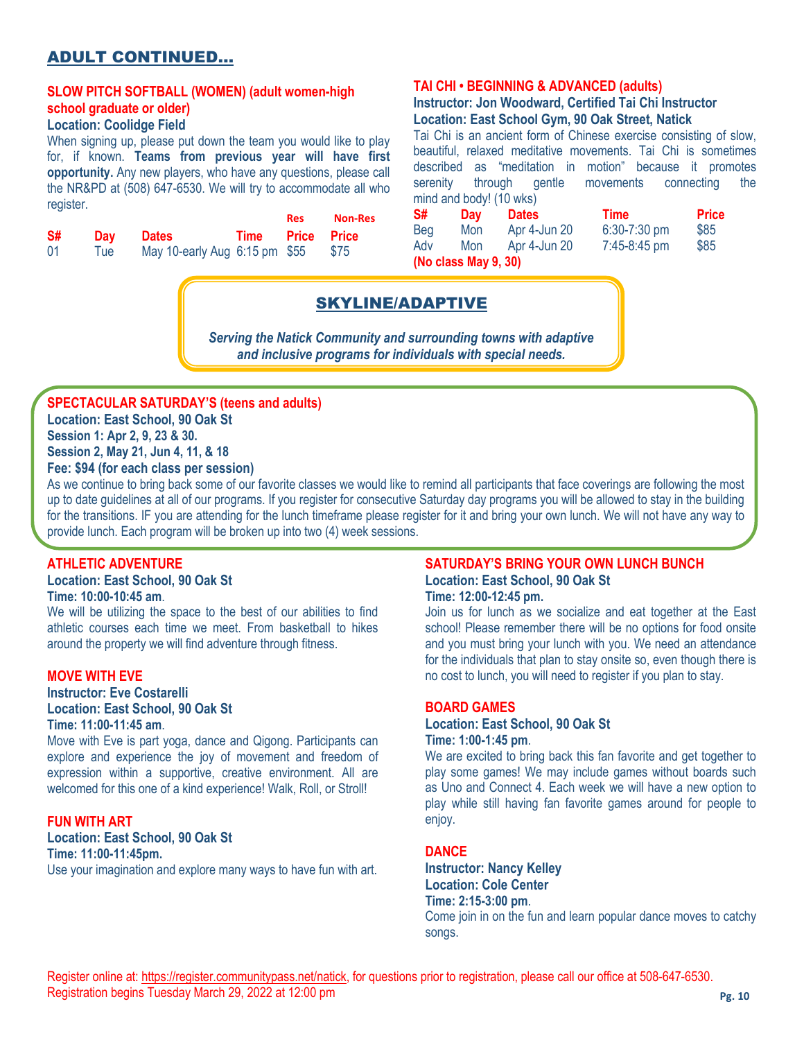## ADULT CONTINUED…

### SLOW PITCH SOFTBALL (WOMEN) (adult women-high school graduate or older)

**Location: Coolidge Field**

When signing up, please put down the team you would like to play for, if known. **Teams from previous year will have first opportunity.** Any new players, who have any questions, please call the NR&PD at (508) 647-6530. We will try to accommodate all who register.

| S# | Day | Dates | Time | Res Price | Non-Res Price |
|---|---|---|---|---|---|
| 01 | Tue | May 10-early Aug | 6:15 pm | $55 | $75 |

### TAI CHI • BEGINNING & ADVANCED (adults)

**Instructor: Jon Woodward, Certified Tai Chi Instructor**
**Location: East School Gym, 90 Oak Street, Natick**

Tai Chi is an ancient form of Chinese exercise consisting of slow, beautiful, relaxed meditative movements. Tai Chi is sometimes described as “meditation in motion” because it promotes serenity through gentle movements connecting the mind and body! (10 wks)

| S# | Day | Dates | Time | Price |
|---|---|---|---|---|
| Beg | Mon | Apr 4-Jun 20 | 6:30-7:30 pm | $85 |
| Adv | Mon | Apr 4-Jun 20 | 7:45-8:45 pm | $85 |

**(No class May 9, 30)**

## SKYLINE/ADAPTIVE

***Serving the Natick Community and surrounding towns with adaptive and inclusive programs for individuals with special needs.***

### SPECTACULAR SATURDAY’S (teens and adults)

**Location: East School, 90 Oak St**
**Session 1: Apr 2, 9, 23 & 30.**
**Session 2, May 21, Jun 4, 11, & 18**
**Fee: $94 (for each class per session)**

As we continue to bring back some of our favorite classes we would like to remind all participants that face coverings are following the most up to date guidelines at all of our programs. If you register for consecutive Saturday day programs you will be allowed to stay in the building for the transitions. IF you are attending for the lunch timeframe please register for it and bring your own lunch. We will not have any way to provide lunch. Each program will be broken up into two (4) week sessions.

### ATHLETIC ADVENTURE

**Location: East School, 90 Oak St**
**Time: 10:00-10:45 am**.

We will be utilizing the space to the best of our abilities to find athletic courses each time we meet. From basketball to hikes around the property we will find adventure through fitness.

### MOVE WITH EVE

**Instructor: Eve Costarelli**
**Location: East School, 90 Oak St**
**Time: 11:00-11:45 am**.

Move with Eve is part yoga, dance and Qigong. Participants can explore and experience the joy of movement and freedom of expression within a supportive, creative environment. All are welcomed for this one of a kind experience! Walk, Roll, or Stroll!

### FUN WITH ART

**Location: East School, 90 Oak St**
**Time: 11:00-11:45pm.**

Use your imagination and explore many ways to have fun with art.

### SATURDAY’S BRING YOUR OWN LUNCH BUNCH

**Location: East School, 90 Oak St**
**Time: 12:00-12:45 pm.**

Join us for lunch as we socialize and eat together at the East school! Please remember there will be no options for food onsite and you must bring your lunch with you. We need an attendance for the individuals that plan to stay onsite so, even though there is no cost to lunch, you will need to register if you plan to stay.

### BOARD GAMES

**Location: East School, 90 Oak St**
**Time: 1:00-1:45 pm**.

We are excited to bring back this fan favorite and get together to play some games! We may include games without boards such as Uno and Connect 4. Each week we will have a new option to play while still having fan favorite games around for people to enjoy.

### DANCE

**Instructor: Nancy Kelley**
**Location: Cole Center**
**Time: 2:15-3:00 pm**.

Come join in on the fun and learn popular dance moves to catchy songs.

Register online at: https://register.communitypass.net/natick, for questions prior to registration, please call our office at 508-647-6530.
Registration begins Tuesday March 29, 2022 at 12:00 pm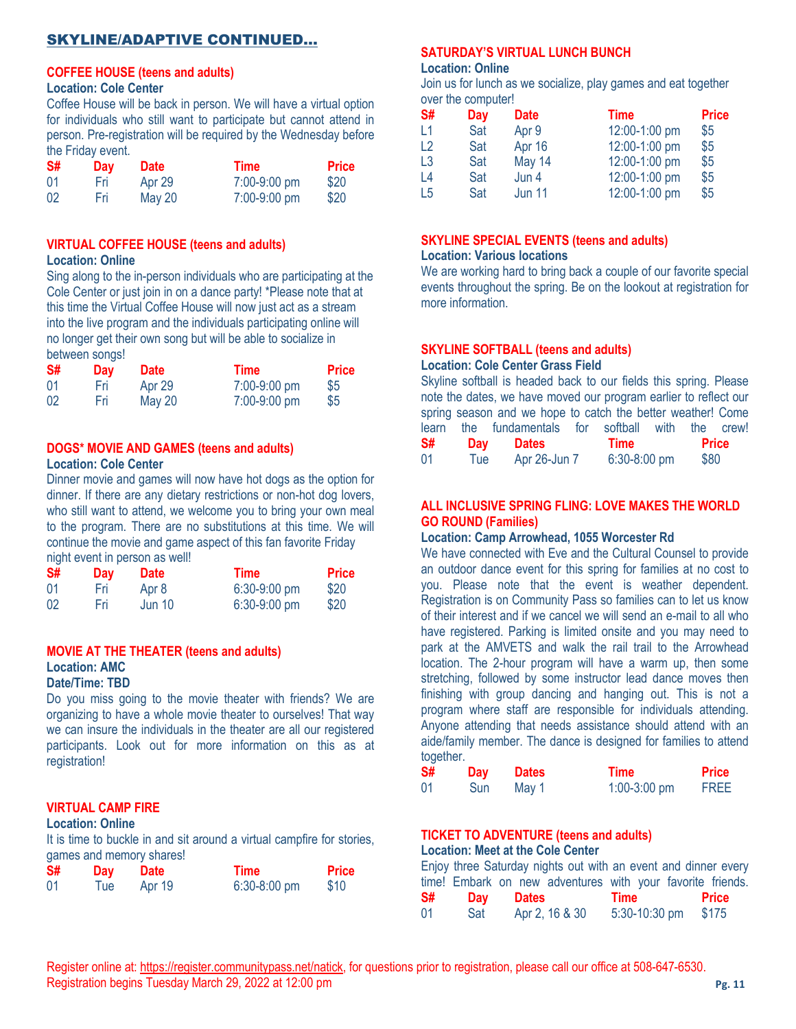## SKYLINE/ADAPTIVE CONTINUED…

### COFFEE HOUSE (teens and adults)

**Location: Cole Center**

Coffee House will be back in person. We will have a virtual option for individuals who still want to participate but cannot attend in person. Pre-registration will be required by the Wednesday before the Friday event.

| S# | Day | Date | Time | Price |
|---|---|---|---|---|
| 01 | Fri | Apr 29 | 7:00-9:00 pm | $20 |
| 02 | Fri | May 20 | 7:00-9:00 pm | $20 |

### VIRTUAL COFFEE HOUSE (teens and adults)

**Location: Online**

Sing along to the in-person individuals who are participating at the Cole Center or just join in on a dance party! *Please note that at this time the Virtual Coffee House will now just act as a stream into the live program and the individuals participating online will no longer get their own song but will be able to socialize in between songs!

| S# | Day | Date | Time | Price |
|---|---|---|---|---|
| 01 | Fri | Apr 29 | 7:00-9:00 pm | $5 |
| 02 | Fri | May 20 | 7:00-9:00 pm | $5 |

### DOGS* MOVIE AND GAMES (teens and adults)

**Location: Cole Center**

Dinner movie and games will now have hot dogs as the option for dinner. If there are any dietary restrictions or non-hot dog lovers, who still want to attend, we welcome you to bring your own meal to the program. There are no substitutions at this time. We will continue the movie and game aspect of this fan favorite Friday night event in person as well!

| S# | Day | Date | Time | Price |
|---|---|---|---|---|
| 01 | Fri | Apr 8 | 6:30-9:00 pm | $20 |
| 02 | Fri | Jun 10 | 6:30-9:00 pm | $20 |

### MOVIE AT THE THEATER (teens and adults)

**Location: AMC**

**Date/Time: TBD**

Do you miss going to the movie theater with friends? We are organizing to have a whole movie theater to ourselves! That way we can insure the individuals in the theater are all our registered participants. Look out for more information on this as at registration!

### VIRTUAL CAMP FIRE

**Location: Online**

It is time to buckle in and sit around a virtual campfire for stories, games and memory shares!

| S# | Day | Date | Time | Price |
|---|---|---|---|---|
| 01 | Tue | Apr 19 | 6:30-8:00 pm | $10 |

### SATURDAY'S VIRTUAL LUNCH BUNCH

**Location: Online**

Join us for lunch as we socialize, play games and eat together over the computer!

| S# | Day | Date | Time | Price |
|---|---|---|---|---|
| L1 | Sat | Apr 9 | 12:00-1:00 pm | $5 |
| L2 | Sat | Apr 16 | 12:00-1:00 pm | $5 |
| L3 | Sat | May 14 | 12:00-1:00 pm | $5 |
| L4 | Sat | Jun 4 | 12:00-1:00 pm | $5 |
| L5 | Sat | Jun 11 | 12:00-1:00 pm | $5 |

### SKYLINE SPECIAL EVENTS (teens and adults)

**Location: Various locations**

We are working hard to bring back a couple of our favorite special events throughout the spring. Be on the lookout at registration for more information.

### SKYLINE SOFTBALL (teens and adults)

**Location: Cole Center Grass Field**

Skyline softball is headed back to our fields this spring. Please note the dates, we have moved our program earlier to reflect our spring season and we hope to catch the better weather! Come learn the fundamentals for softball with the crew!

| S# | Day | Dates | Time | Price |
|---|---|---|---|---|
| 01 | Tue | Apr 26-Jun 7 | 6:30-8:00 pm | $80 |

### ALL INCLUSIVE SPRING FLING: LOVE MAKES THE WORLD GO ROUND (Families)

**Location: Camp Arrowhead, 1055 Worcester Rd**

We have connected with Eve and the Cultural Counsel to provide an outdoor dance event for this spring for families at no cost to you. Please note that the event is weather dependent. Registration is on Community Pass so families can to let us know of their interest and if we cancel we will send an e-mail to all who have registered. Parking is limited onsite and you may need to park at the AMVETS and walk the rail trail to the Arrowhead location. The 2-hour program will have a warm up, then some stretching, followed by some instructor lead dance moves then finishing with group dancing and hanging out. This is not a program where staff are responsible for individuals attending. Anyone attending that needs assistance should attend with an aide/family member. The dance is designed for families to attend together.

| S# | Day | Dates | Time | Price |
|---|---|---|---|---|
| 01 | Sun | May 1 | 1:00-3:00 pm | FREE |

### TICKET TO ADVENTURE (teens and adults)

**Location: Meet at the Cole Center**

Enjoy three Saturday nights out with an event and dinner every time! Embark on new adventures with your favorite friends.

| S# | Day | Dates | Time | Price |
|---|---|---|---|---|
| 01 | Sat | Apr 2, 16 & 30 | 5:30-10:30 pm | $175 |

Register online at: https://register.communitypass.net/natick, for questions prior to registration, please call our office at 508-647-6530.
Registration begins Tuesday March 29, 2022 at 12:00 pm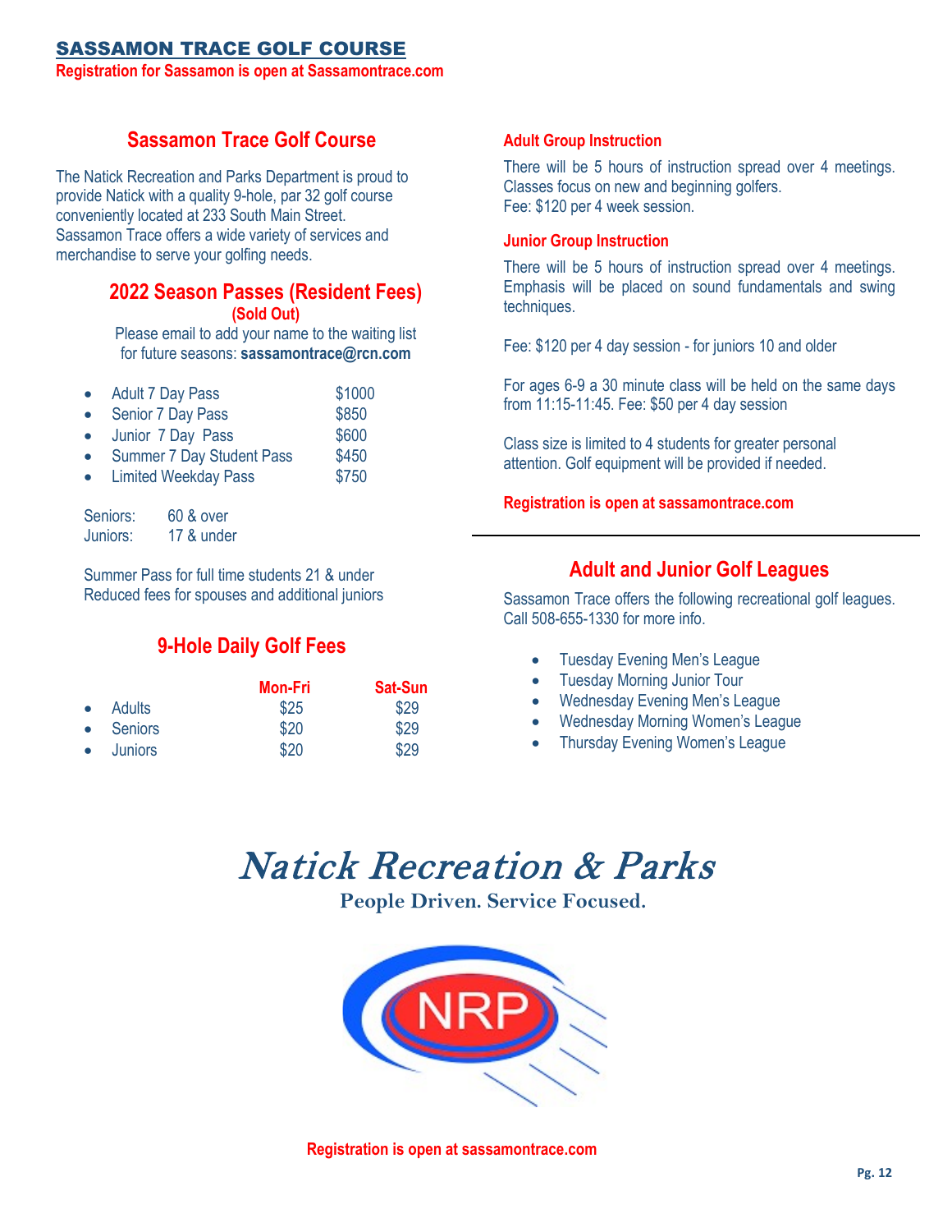## SASSAMON TRACE GOLF COURSE

**Registration for Sassamon is open at Sassamontrace.com**

### Sassamon Trace Golf Course

The Natick Recreation and Parks Department is proud to provide Natick with a quality 9-hole, par 32 golf course conveniently located at 233 South Main Street. Sassamon Trace offers a wide variety of services and merchandise to serve your golfing needs.

### 2022 Season Passes (Resident Fees)

**(Sold Out)**

Please email to add your name to the waiting list for future seasons: **sassamontrace@rcn.com**

- Adult 7 Day Pass $1000
- Senior 7 Day Pass $850
- Junior 7 Day Pass $600
- Summer 7 Day Student Pass $450
- Limited Weekday Pass $750

Seniors: 60 & over
Juniors: 17 & under

Summer Pass for full time students 21 & under
Reduced fees for spouses and additional juniors

### 9-Hole Daily Golf Fees

| | Mon-Fri | Sat-Sun |
|---|---|---|
| Adults | $25 | $29 |
| Seniors | $20 | $29 |
| Juniors | $20 | $29 |

#### Adult Group Instruction

There will be 5 hours of instruction spread over 4 meetings. Classes focus on new and beginning golfers.
Fee: $120 per 4 week session.

#### Junior Group Instruction

There will be 5 hours of instruction spread over 4 meetings. Emphasis will be placed on sound fundamentals and swing techniques.

Fee: $120 per 4 day session - for juniors 10 and older

For ages 6-9 a 30 minute class will be held on the same days from 11:15-11:45. Fee: $50 per 4 day session

Class size is limited to 4 students for greater personal attention. Golf equipment will be provided if needed.

**Registration is open at sassamontrace.com**

---

### Adult and Junior Golf Leagues

Sassamon Trace offers the following recreational golf leagues. Call 508-655-1330 for more info.

- Tuesday Evening Men's League
- Tuesday Morning Junior Tour
- Wednesday Evening Men's League
- Wednesday Morning Women's League
- Thursday Evening Women's League

# *Natick Recreation & Parks*

**People Driven. Service Focused.**

NRP

**Registration is open at sassamontrace.com**